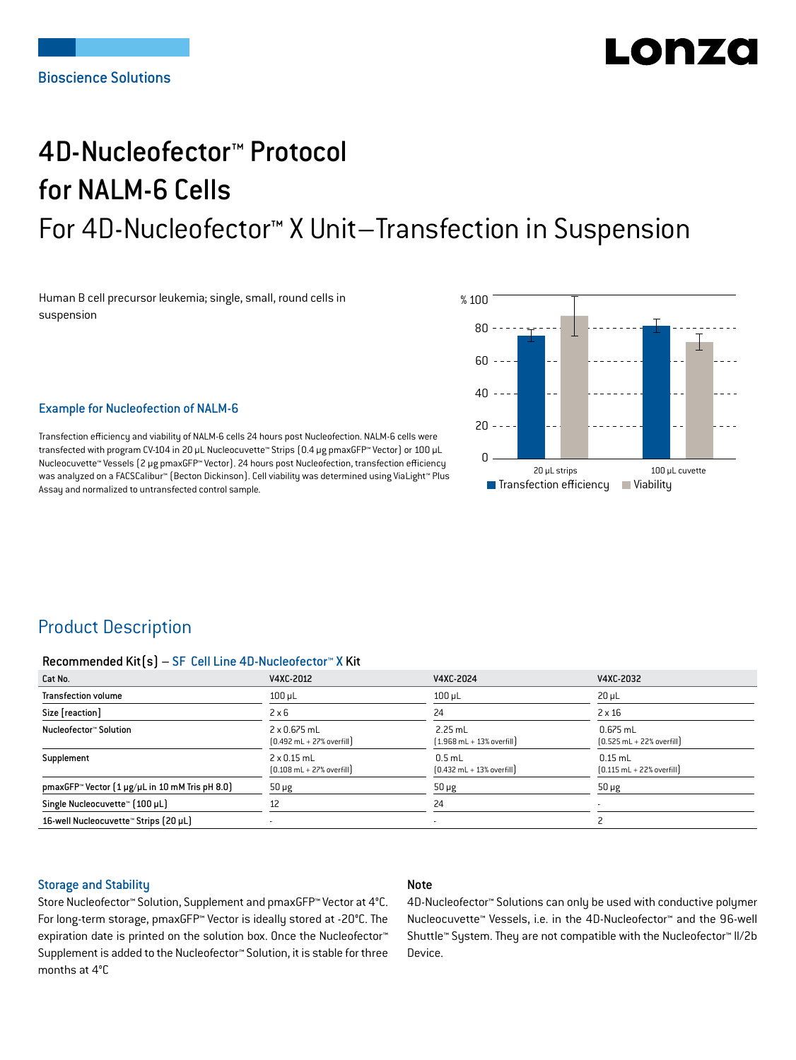Bioscience Solutions

# 4D-Nucleofector™ Protocol for NALM-6 Cells

## For 4D-Nucleofector™ X Unit—Transfection in Suspension

Human B cell precursor leukemia; single, small, round cells in suspension

### Example for Nucleofection of NALM-6

Transfection efficiency and viability of NALM-6 cells 24 hours post Nucleofection. NALM-6 cells were transfected with program CV-104 in 20 µL Nucleocuvette™ Strips (0.4 µg pmaxGFP™ Vector) or 100 µL Nucleocuvette™ Vessels (2 µg pmaxGFP™ Vector). 24 hours post Nucleofection, transfection efficiency was analyzed on a FACSCalibur™ (Becton Dickinson). Cell viability was determined using ViaLight™ Plus Assay and normalized to untransfected control sample.

## Product Description

#### Recommended Kit(s) – SF Cell Line 4D-Nucleofector™ X Kit

| Cat No. | V4XC-2012 | V4XC-2024 | V4XC-2032 |
|---|---|---|---|
| Transfection volume | 100 µL | 100 µL | 20 µL |
| Size [reaction] | 2 x 6 | 24 | 2 x 16 |
| Nucleofector™ Solution | 2 x 0.675 mL (0.492 mL + 27% overfill) | 2.25 mL (1.968 mL + 13% overfill) | 0.675 mL (0.525 mL + 22% overfill) |
| Supplement | 2 x 0.15 mL (0.108 mL + 27% overfill) | 0.5 mL (0.432 mL + 13% overfill) | 0.15 mL (0.115 mL + 22% overfill) |
| pmaxGFP™ Vector (1 µg/µL in 10 mM Tris pH 8.0) | 50 µg | 50 µg | 50 µg |
| Single Nucleocuvette™ (100 µL) | 12 | 24 | - |
| 16-well Nucleocuvette™ Strips (20 µL) | - | - | 2 |

### Storage and Stability

Store Nucleofector™ Solution, Supplement and pmaxGFP™ Vector at 4°C. For long-term storage, pmaxGFP™ Vector is ideally stored at -20°C. The expiration date is printed on the solution box. Once the Nucleofector™ Supplement is added to the Nucleofector™ Solution, it is stable for three months at 4°C

### Note

4D-Nucleofector™ Solutions can only be used with conductive polymer Nucleocuvette™ Vessels, i.e. in the 4D-Nucleofector™ and the 96-well Shuttle™ System. They are not compatible with the Nucleofector™ II/2b Device.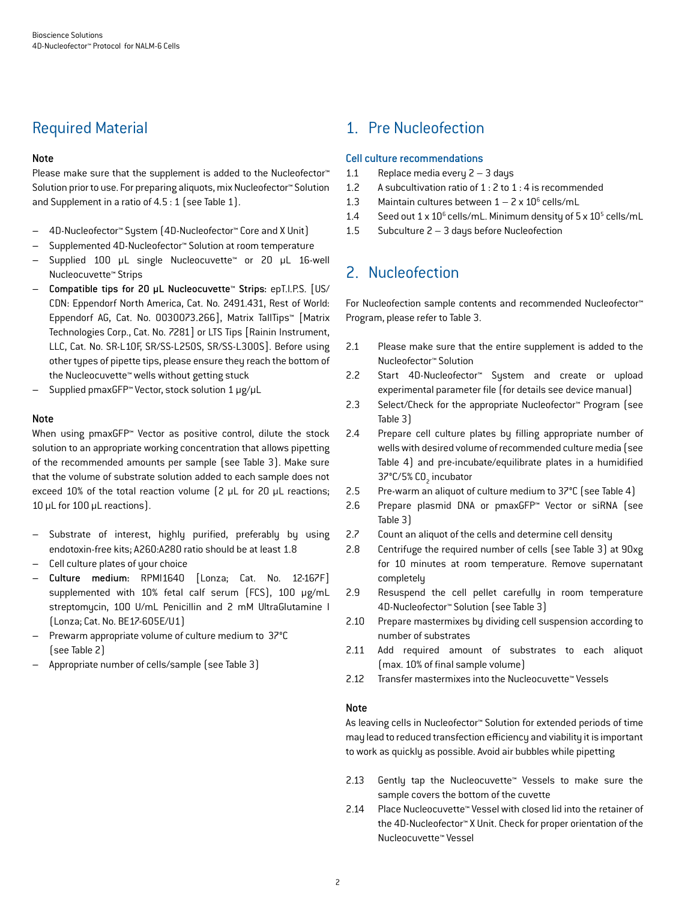## Required Material

### Note

Please make sure that the supplement is added to the Nucleofector™ Solution prior to use. For preparing aliquots, mix Nucleofector™ Solution and Supplement in a ratio of 4.5 : 1 (see Table 1).

- 4D-Nucleofector™ System (4D-Nucleofector™ Core and X Unit)
- Supplemented 4D-Nucleofector™ Solution at room temperature
- Supplied 100 µL single Nucleocuvette™ or 20 µL 16-well Nucleocuvette™ Strips
- **Compatible tips for 20 µL Nucleocuvette™ Strips**: epT.I.P.S. [US/CDN: Eppendorf North America, Cat. No. 2491.431, Rest of World: Eppendorf AG, Cat. No. 0030073.266], Matrix TallTips™ [Matrix Technologies Corp., Cat. No. 7281] or LTS Tips [Rainin Instrument, LLC, Cat. No. SR-L10F, SR/SS-L250S, SR/SS-L300S]. Before using other types of pipette tips, please ensure they reach the bottom of the Nucleocuvette™ wells without getting stuck
- Supplied pmaxGFP™ Vector, stock solution 1 µg/µL

### Note

When using pmaxGFP™ Vector as positive control, dilute the stock solution to an appropriate working concentration that allows pipetting of the recommended amounts per sample (see Table 3). Make sure that the volume of substrate solution added to each sample does not exceed 10% of the total reaction volume (2 µL for 20 µL reactions; 10 µL for 100 µL reactions).

- Substrate of interest, highly purified, preferably by using endotoxin-free kits; A260:A280 ratio should be at least 1.8
- Cell culture plates of your choice
- **Culture medium**: RPMI1640 [Lonza; Cat. No. 12-167F] supplemented with 10% fetal calf serum (FCS), 100 µg/mL streptomycin, 100 U/mL Penicillin and 2 mM UltraGlutamine I (Lonza; Cat. No. BE17-605E/U1)
- Prewarm appropriate volume of culture medium to 37°C (see Table 2)
- Appropriate number of cells/sample (see Table 3)

## 1. Pre Nucleofection

### Cell culture recommendations

1.1 Replace media every 2 – 3 days

1.2 A subcultivation ratio of 1 : 2 to 1 : 4 is recommended

1.3 Maintain cultures between 1 – 2 x $10^6$ cells/mL

1.4 Seed out 1 x $10^6$ cells/mL. Minimum density of 5 x $10^5$ cells/mL

1.5 Subculture 2 – 3 days before Nucleofection

## 2. Nucleofection

For Nucleofection sample contents and recommended Nucleofector™ Program, please refer to Table 3.

2.1 Please make sure that the entire supplement is added to the Nucleofector™ Solution

2.2 Start 4D-Nucleofector™ System and create or upload experimental parameter file (for details see device manual)

2.3 Select/Check for the appropriate Nucleofector™ Program (see Table 3)

2.4 Prepare cell culture plates by filling appropriate number of wells with desired volume of recommended culture media (see Table 4) and pre-incubate/equilibrate plates in a humidified 37°C/5% $CO_2$ incubator

2.5 Pre-warm an aliquot of culture medium to 37°C (see Table 4)

2.6 Prepare plasmid DNA or pmaxGFP™ Vector or siRNA (see Table 3)

2.7 Count an aliquot of the cells and determine cell density

2.8 Centrifuge the required number of cells (see Table 3) at 90xg for 10 minutes at room temperature. Remove supernatant completely

2.9 Resuspend the cell pellet carefully in room temperature 4D-Nucleofector™ Solution (see Table 3)

2.10 Prepare mastermixes by dividing cell suspension according to number of substrates

2.11 Add required amount of substrates to each aliquot (max. 10% of final sample volume)

2.12 Transfer mastermixes into the Nucleocuvette™ Vessels

### Note

As leaving cells in Nucleofector™ Solution for extended periods of time may lead to reduced transfection efficiency and viability it is important to work as quickly as possible. Avoid air bubbles while pipetting

2.13 Gently tap the Nucleocuvette™ Vessels to make sure the sample covers the bottom of the cuvette

2.14 Place Nucleocuvette™ Vessel with closed lid into the retainer of the 4D-Nucleofector™ X Unit. Check for proper orientation of the Nucleocuvette™ Vessel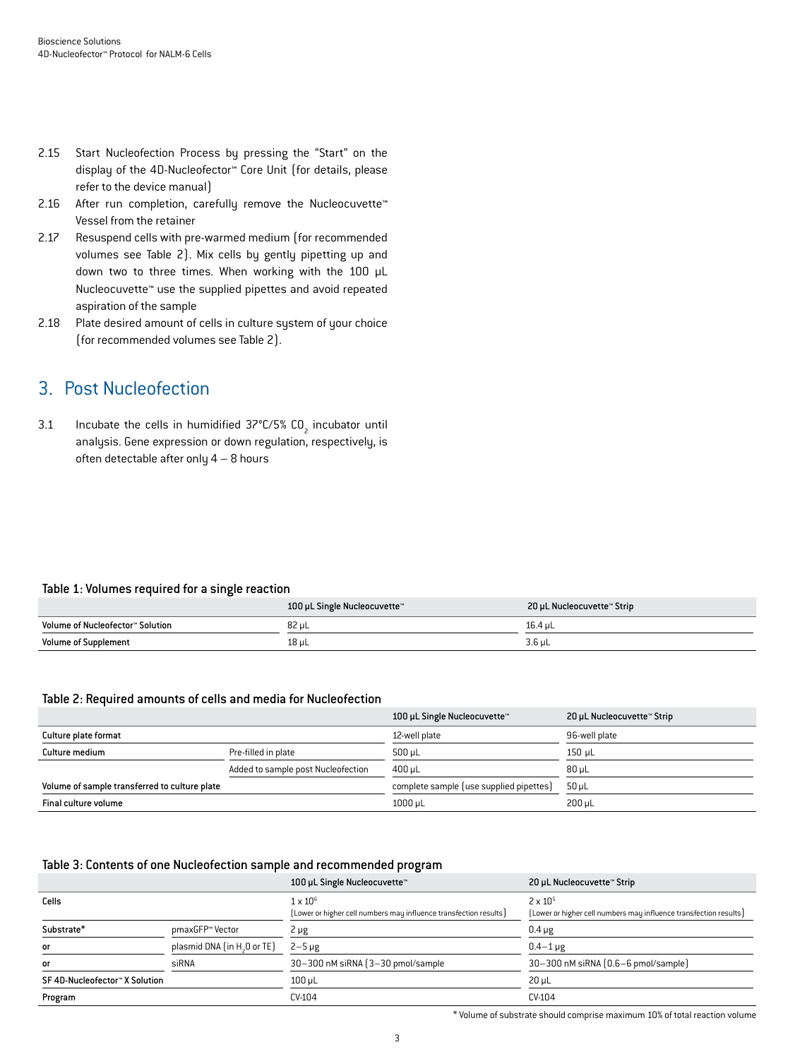2.15 Start Nucleofection Process by pressing the "Start" on the display of the 4D-Nucleofector™ Core Unit (for details, please refer to the device manual)

2.16 After run completion, carefully remove the Nucleocuvette™ Vessel from the retainer

2.17 Resuspend cells with pre-warmed medium (for recommended volumes see Table 2). Mix cells by gently pipetting up and down two to three times. When working with the 100 µL Nucleocuvette™ use the supplied pipettes and avoid repeated aspiration of the sample

2.18 Plate desired amount of cells in culture system of your choice (for recommended volumes see Table 2).

## 3. Post Nucleofection

3.1 Incubate the cells in humidified 37°C/5% $CO_2$ incubator until analysis. Gene expression or down regulation, respectively, is often detectable after only 4 – 8 hours

**Table 1: Volumes required for a single reaction**

| | 100 µL Single Nucleocuvette™ | 20 µL Nucleocuvette™ Strip |
|---|---|---|
| Volume of Nucleofector™ Solution | 82 µL | 16.4 µL |
| Volume of Supplement | 18 µL | 3.6 µL |

**Table 2: Required amounts of cells and media for Nucleofection**

| | | 100 µL Single Nucleocuvette™ | 20 µL Nucleocuvette™ Strip |
|---|---|---|---|
| Culture plate format | | 12-well plate | 96-well plate |
| Culture medium | Pre-filled in plate | 500 µL | 150 µL |
| | Added to sample post Nucleofection | 400 µL | 80 µL |
| Volume of sample transferred to culture plate | | complete sample (use supplied pipettes) | 50 µL |
| Final culture volume | | 1000 µL | 200 µL |

**Table 3: Contents of one Nucleofection sample and recommended program**

| | | 100 µL Single Nucleocuvette™ | 20 µL Nucleocuvette™ Strip |
|---|---|---|---|
| Cells | | $1 \times 10^6$ (Lower or higher cell numbers may influence transfection results) | $2 \times 10^5$ (Lower or higher cell numbers may influence transfection results) |
| Substrate* | pmaxGFP™ Vector | 2 µg | 0.4 µg |
| or | plasmid DNA (in $H_2O$ or TE) | 2–5 µg | 0.4–1 µg |
| or | siRNA | 30–300 nM siRNA (3–30 pmol/sample | 30–300 nM siRNA (0.6–6 pmol/sample) |
| SF 4D-Nucleofector™ X Solution | | 100 µL | 20 µL |
| Program | | CV-104 | CV-104 |

\* Volume of substrate should comprise maximum 10% of total reaction volume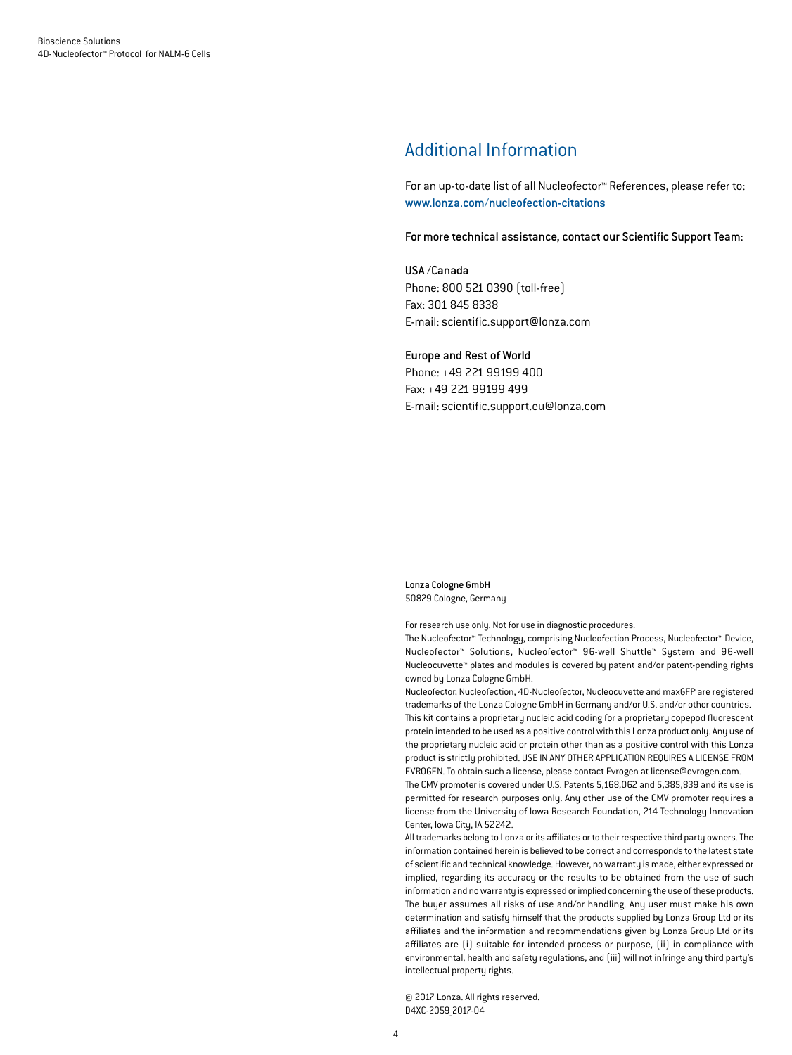## Additional Information

For an up-to-date list of all Nucleofector™ References, please refer to:
**www.lonza.com/nucleofection-citations**

**For more technical assistance, contact our Scientific Support Team:**

**USA /Canada**
Phone: 800 521 0390 (toll-free)
Fax: 301 845 8338
E-mail: scientific.support@lonza.com

**Europe and Rest of World**
Phone: +49 221 99199 400
Fax: +49 221 99199 499
E-mail: scientific.support.eu@lonza.com

**Lonza Cologne GmbH**
50829 Cologne, Germany

For research use only. Not for use in diagnostic procedures.
The Nucleofector™ Technology, comprising Nucleofection Process, Nucleofector™ Device, Nucleofector™ Solutions, Nucleofector™ 96-well Shuttle™ System and 96-well Nucleocuvette™ plates and modules is covered by patent and/or patent-pending rights owned by Lonza Cologne GmbH.
Nucleofector, Nucleofection, 4D-Nucleofector, Nucleocuvette and maxGFP are registered trademarks of the Lonza Cologne GmbH in Germany and/or U.S. and/or other countries.
This kit contains a proprietary nucleic acid coding for a proprietary copepod fluorescent protein intended to be used as a positive control with this Lonza product only. Any use of the proprietary nucleic acid or protein other than as a positive control with this Lonza product is strictly prohibited. USE IN ANY OTHER APPLICATION REQUIRES A LICENSE FROM EVROGEN. To obtain such a license, please contact Evrogen at license@evrogen.com.
The CMV promoter is covered under U.S. Patents 5,168,062 and 5,385,839 and its use is permitted for research purposes only. Any other use of the CMV promoter requires a license from the University of Iowa Research Foundation, 214 Technology Innovation Center, Iowa City, IA 52242.
All trademarks belong to Lonza or its affiliates or to their respective third party owners. The information contained herein is believed to be correct and corresponds to the latest state of scientific and technical knowledge. However, no warranty is made, either expressed or implied, regarding its accuracy or the results to be obtained from the use of such information and no warranty is expressed or implied concerning the use of these products. The buyer assumes all risks of use and/or handling. Any user must make his own determination and satisfy himself that the products supplied by Lonza Group Ltd or its affiliates and the information and recommendations given by Lonza Group Ltd or its affiliates are (i) suitable for intended process or purpose, (ii) in compliance with environmental, health and safety regulations, and (iii) will not infringe any third party's intellectual property rights.

© 2017 Lonza. All rights reserved.
D4XC-2059_2017-04